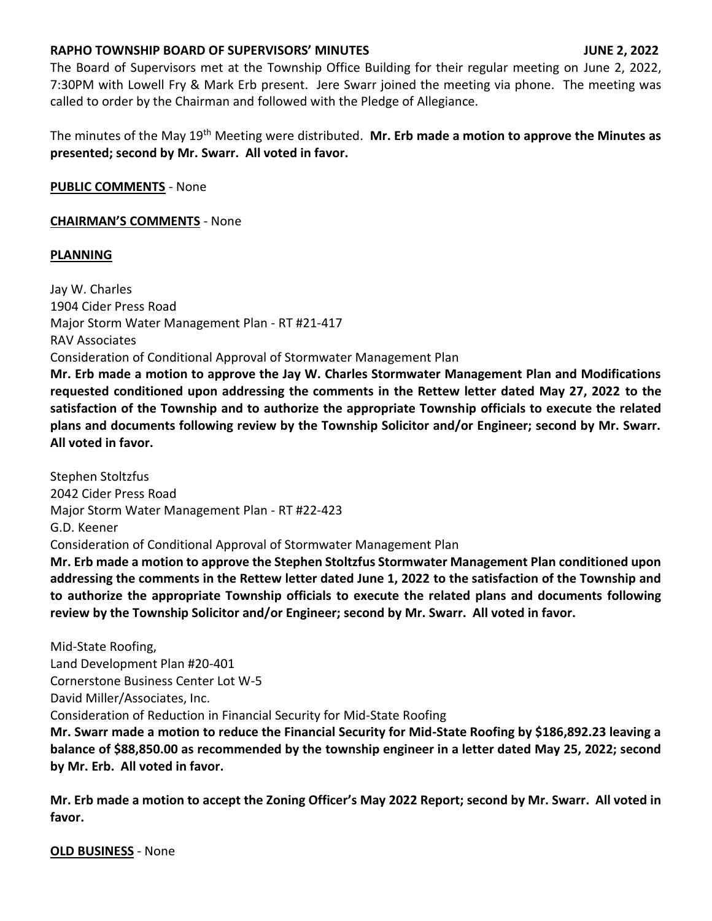**RAPHO TOWNSHIP BOARD OF SUPERVISORS' MINUTES JUNE 2, 2022**

The Board of Supervisors met at the Township Office Building for their regular meeting on June 2, 2022, 7:30PM with Lowell Fry & Mark Erb present. Jere Swarr joined the meeting via phone. The meeting was called to order by the Chairman and followed with the Pledge of Allegiance.

The minutes of the May 19th Meeting were distributed. **Mr. Erb made a motion to approve the Minutes as presented; second by Mr. Swarr. All voted in favor.**

**PUBLIC COMMENTS** - None

**CHAIRMAN'S COMMENTS** - None

**PLANNING**

Jay W. Charles
1904 Cider Press Road
Major Storm Water Management Plan - RT #21-417
RAV Associates
Consideration of Conditional Approval of Stormwater Management Plan

**Mr. Erb made a motion to approve the Jay W. Charles Stormwater Management Plan and Modifications requested conditioned upon addressing the comments in the Rettew letter dated May 27, 2022 to the satisfaction of the Township and to authorize the appropriate Township officials to execute the related plans and documents following review by the Township Solicitor and/or Engineer; second by Mr. Swarr. All voted in favor.**

Stephen Stoltzfus
2042 Cider Press Road
Major Storm Water Management Plan - RT #22-423
G.D. Keener
Consideration of Conditional Approval of Stormwater Management Plan

**Mr. Erb made a motion to approve the Stephen Stoltzfus Stormwater Management Plan conditioned upon addressing the comments in the Rettew letter dated June 1, 2022 to the satisfaction of the Township and to authorize the appropriate Township officials to execute the related plans and documents following review by the Township Solicitor and/or Engineer; second by Mr. Swarr. All voted in favor.**

Mid-State Roofing,
Land Development Plan #20-401
Cornerstone Business Center Lot W-5
David Miller/Associates, Inc.
Consideration of Reduction in Financial Security for Mid-State Roofing

**Mr. Swarr made a motion to reduce the Financial Security for Mid-State Roofing by $186,892.23 leaving a balance of $88,850.00 as recommended by the township engineer in a letter dated May 25, 2022; second by Mr. Erb. All voted in favor.**

**Mr. Erb made a motion to accept the Zoning Officer's May 2022 Report; second by Mr. Swarr. All voted in favor.**

**OLD BUSINESS** - None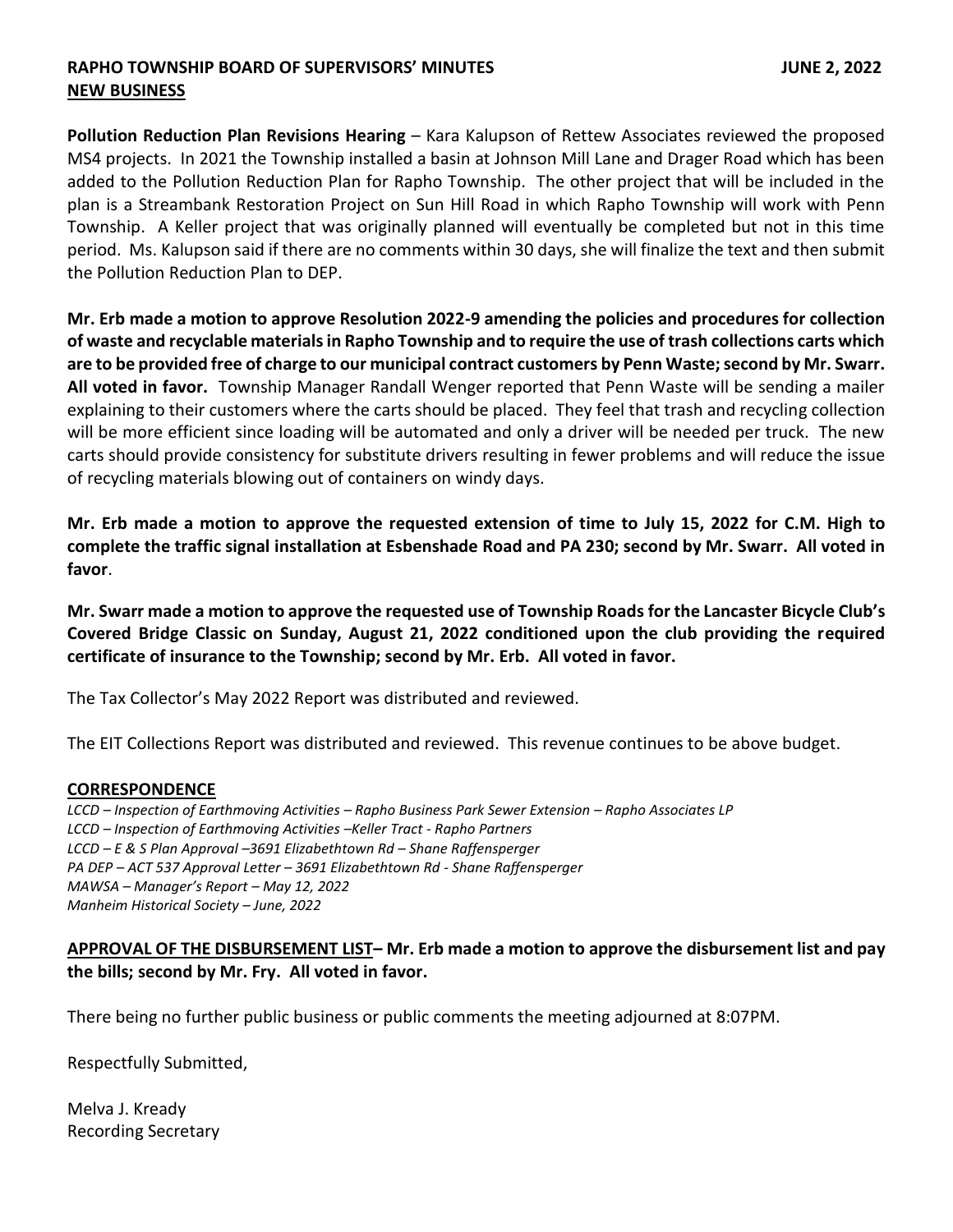**NEW BUSINESS**

**Pollution Reduction Plan Revisions Hearing** – Kara Kalupson of Rettew Associates reviewed the proposed MS4 projects. In 2021 the Township installed a basin at Johnson Mill Lane and Drager Road which has been added to the Pollution Reduction Plan for Rapho Township. The other project that will be included in the plan is a Streambank Restoration Project on Sun Hill Road in which Rapho Township will work with Penn Township. A Keller project that was originally planned will eventually be completed but not in this time period. Ms. Kalupson said if there are no comments within 30 days, she will finalize the text and then submit the Pollution Reduction Plan to DEP.

**Mr. Erb made a motion to approve Resolution 2022-9 amending the policies and procedures for collection of waste and recyclable materials in Rapho Township and to require the use of trash collections carts which are to be provided free of charge to our municipal contract customers by Penn Waste; second by Mr. Swarr. All voted in favor.** Township Manager Randall Wenger reported that Penn Waste will be sending a mailer explaining to their customers where the carts should be placed. They feel that trash and recycling collection will be more efficient since loading will be automated and only a driver will be needed per truck. The new carts should provide consistency for substitute drivers resulting in fewer problems and will reduce the issue of recycling materials blowing out of containers on windy days.

**Mr. Erb made a motion to approve the requested extension of time to July 15, 2022 for C.M. High to complete the traffic signal installation at Esbenshade Road and PA 230; second by Mr. Swarr. All voted in favor**.

**Mr. Swarr made a motion to approve the requested use of Township Roads for the Lancaster Bicycle Club's Covered Bridge Classic on Sunday, August 21, 2022 conditioned upon the club providing the required certificate of insurance to the Township; second by Mr. Erb. All voted in favor.**

The Tax Collector's May 2022 Report was distributed and reviewed.

The EIT Collections Report was distributed and reviewed. This revenue continues to be above budget.

**CORRESPONDENCE**

*LCCD – Inspection of Earthmoving Activities – Rapho Business Park Sewer Extension – Rapho Associates LP*
*LCCD – Inspection of Earthmoving Activities –Keller Tract - Rapho Partners*
*LCCD – E & S Plan Approval –3691 Elizabethtown Rd – Shane Raffensperger*
*PA DEP – ACT 537 Approval Letter – 3691 Elizabethtown Rd - Shane Raffensperger*
*MAWSA – Manager's Report – May 12, 2022*
*Manheim Historical Society – June, 2022*

**APPROVAL OF THE DISBURSEMENT LIST– Mr. Erb made a motion to approve the disbursement list and pay the bills; second by Mr. Fry. All voted in favor.**

There being no further public business or public comments the meeting adjourned at 8:07PM.

Respectfully Submitted,

Melva J. Kready
Recording Secretary